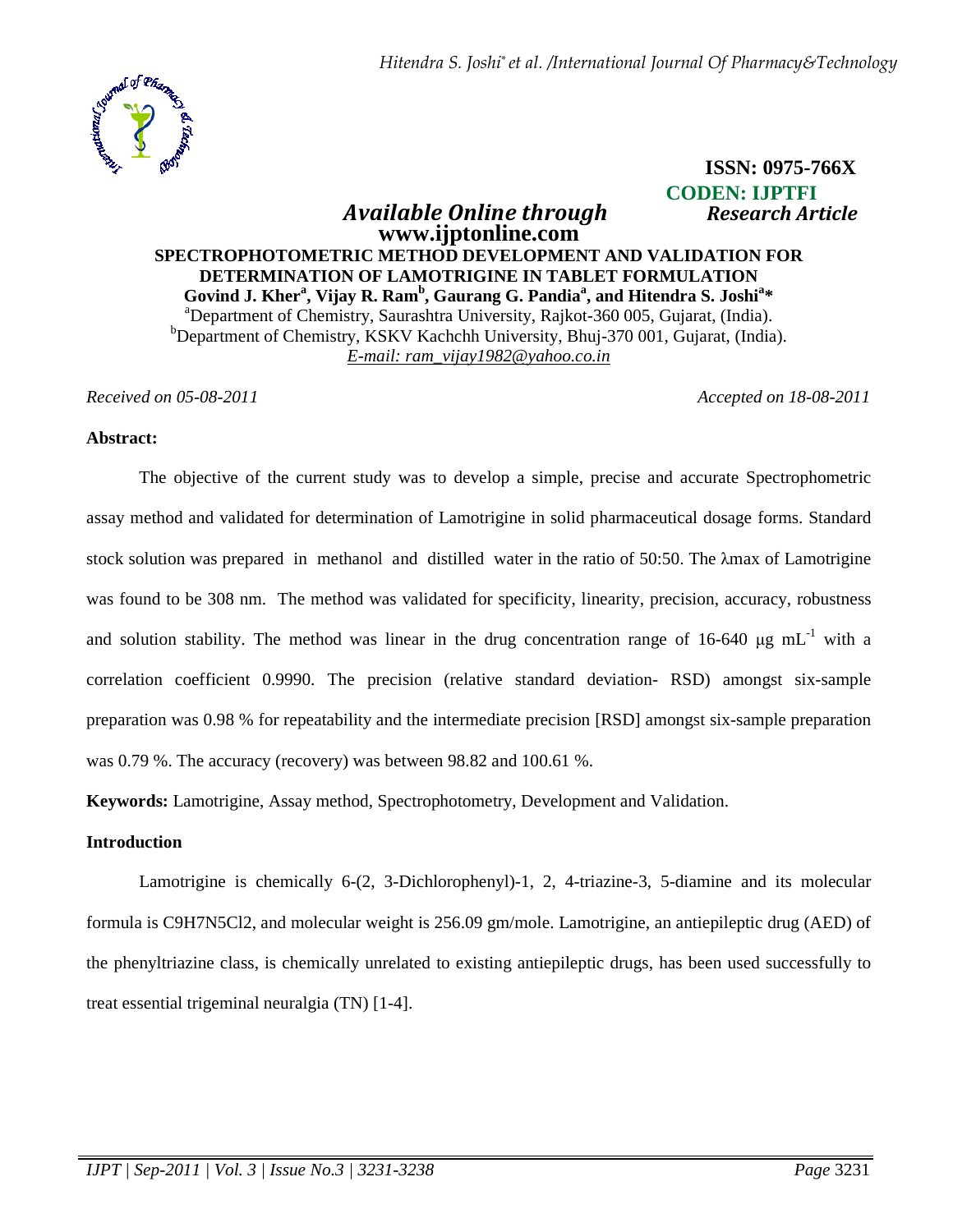**ISSN: 0975-766X**
**CODEN: IJPTFI**

*Available Online through* *Research Article*

**www.ijptonline.com**

# SPECTROPHOTOMETRIC METHOD DEVELOPMENT AND VALIDATION FOR DETERMINATION OF LAMOTRIGINE IN TABLET FORMULATION

**Govind J. Kher[a], Vijay R. Ram[b], Gaurang G. Pandia[a], and Hitendra S. Joshi[a]***

[a]Department of Chemistry, Saurashtra University, Rajkot-360 005, Gujarat, (India).
[b]Department of Chemistry, KSKV Kachchh University, Bhuj-370 001, Gujarat, (India).
*E-mail: ram_vijay1982@yahoo.co.in*

*Received on 05-08-2011* *Accepted on 18-08-2011*

## Abstract:

The objective of the current study was to develop a simple, precise and accurate Spectrophotometric assay method and validated for determination of Lamotrigine in solid pharmaceutical dosage forms. Standard stock solution was prepared in methanol and distilled water in the ratio of 50:50. The λmax of Lamotrigine was found to be 308 nm. The method was validated for specificity, linearity, precision, accuracy, robustness and solution stability. The method was linear in the drug concentration range of 16-640 $\mu g\ mL^{-1}$ with a correlation coefficient 0.9990. The precision (relative standard deviation- RSD) amongst six-sample preparation was 0.98 % for repeatability and the intermediate precision [RSD] amongst six-sample preparation was 0.79 %. The accuracy (recovery) was between 98.82 and 100.61 %.

**Keywords:** Lamotrigine, Assay method, Spectrophotometry, Development and Validation.

## Introduction

Lamotrigine is chemically 6-(2, 3-Dichlorophenyl)-1, 2, 4-triazine-3, 5-diamine and its molecular formula is $C_9H_7N_5Cl_2$, and molecular weight is 256.09 gm/mole. Lamotrigine, an antiepileptic drug (AED) of the phenyltriazine class, is chemically unrelated to existing antiepileptic drugs, has been used successfully to treat essential trigeminal neuralgia (TN) [1-4].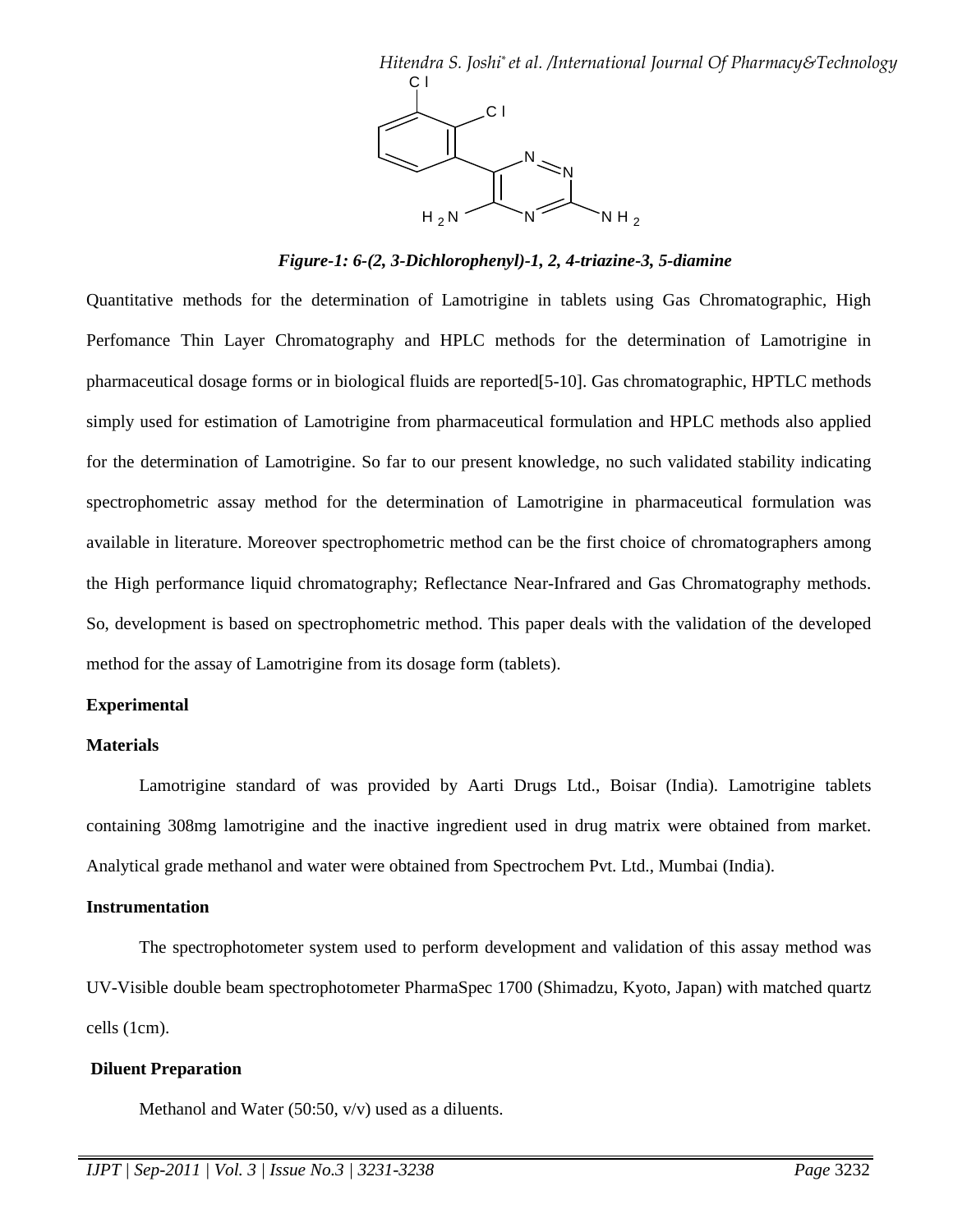*Figure-1: 6-(2, 3-Dichlorophenyl)-1, 2, 4-triazine-3, 5-diamine*

Quantitative methods for the determination of Lamotrigine in tablets using Gas Chromatographic, High Perfomance Thin Layer Chromatography and HPLC methods for the determination of Lamotrigine in pharmaceutical dosage forms or in biological fluids are reported[5-10]. Gas chromatographic, HPTLC methods simply used for estimation of Lamotrigine from pharmaceutical formulation and HPLC methods also applied for the determination of Lamotrigine. So far to our present knowledge, no such validated stability indicating spectrophometric assay method for the determination of Lamotrigine in pharmaceutical formulation was available in literature. Moreover spectrophometric method can be the first choice of chromatographers among the High performance liquid chromatography; Reflectance Near-Infrared and Gas Chromatography methods. So, development is based on spectrophometric method. This paper deals with the validation of the developed method for the assay of Lamotrigine from its dosage form (tablets).

**Experimental**

**Materials**

Lamotrigine standard of was provided by Aarti Drugs Ltd., Boisar (India). Lamotrigine tablets containing 308mg lamotrigine and the inactive ingredient used in drug matrix were obtained from market. Analytical grade methanol and water were obtained from Spectrochem Pvt. Ltd., Mumbai (India).

**Instrumentation**

The spectrophotometer system used to perform development and validation of this assay method was UV-Visible double beam spectrophotometer PharmaSpec 1700 (Shimadzu, Kyoto, Japan) with matched quartz cells (1cm).

**Diluent Preparation**

Methanol and Water (50:50, v/v) used as a diluents.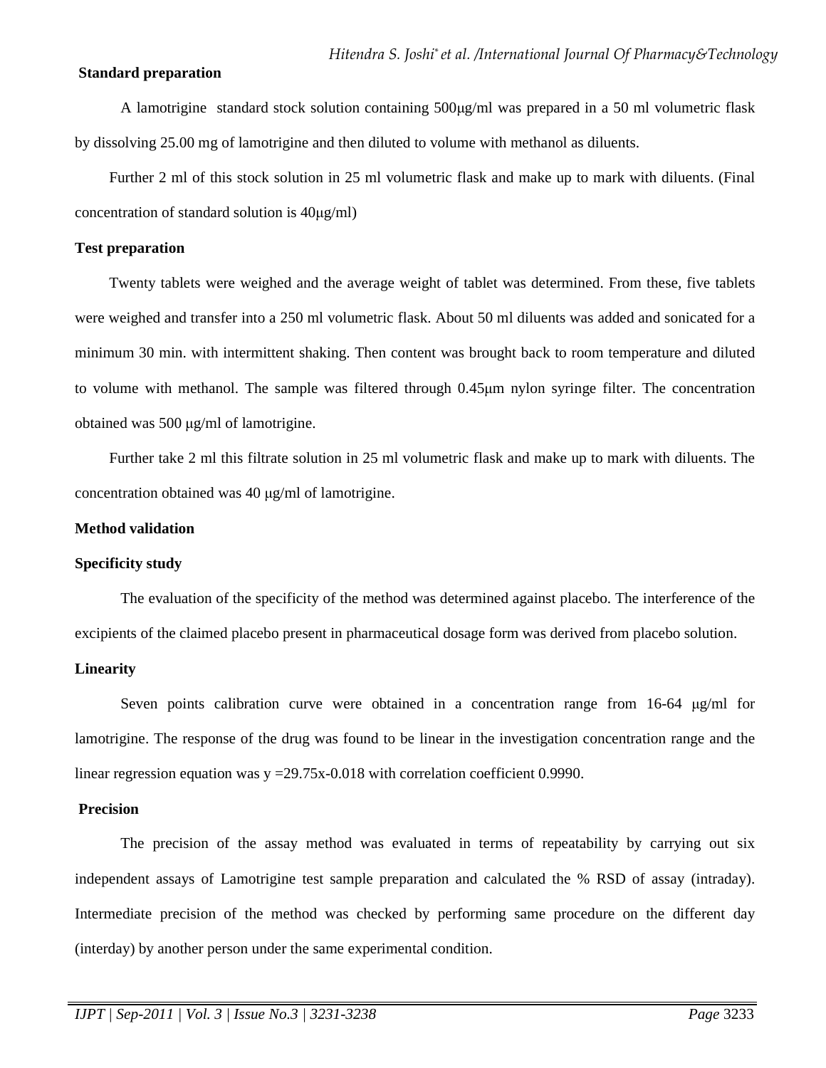**Standard preparation**

A lamotrigine standard stock solution containing 500μg/ml was prepared in a 50 ml volumetric flask by dissolving 25.00 mg of lamotrigine and then diluted to volume with methanol as diluents.

Further 2 ml of this stock solution in 25 ml volumetric flask and make up to mark with diluents. (Final concentration of standard solution is 40μg/ml)

**Test preparation**

Twenty tablets were weighed and the average weight of tablet was determined. From these, five tablets were weighed and transfer into a 250 ml volumetric flask. About 50 ml diluents was added and sonicated for a minimum 30 min. with intermittent shaking. Then content was brought back to room temperature and diluted to volume with methanol. The sample was filtered through 0.45μm nylon syringe filter. The concentration obtained was 500 μg/ml of lamotrigine.

Further take 2 ml this filtrate solution in 25 ml volumetric flask and make up to mark with diluents. The concentration obtained was 40 μg/ml of lamotrigine.

**Method validation**

**Specificity study**

The evaluation of the specificity of the method was determined against placebo. The interference of the excipients of the claimed placebo present in pharmaceutical dosage form was derived from placebo solution.

**Linearity**

Seven points calibration curve were obtained in a concentration range from 16-64 μg/ml for lamotrigine. The response of the drug was found to be linear in the investigation concentration range and the linear regression equation was $y = 29.75x - 0.018$ with correlation coefficient 0.9990.

**Precision**

The precision of the assay method was evaluated in terms of repeatability by carrying out six independent assays of Lamotrigine test sample preparation and calculated the % RSD of assay (intraday). Intermediate precision of the method was checked by performing same procedure on the different day (interday) by another person under the same experimental condition.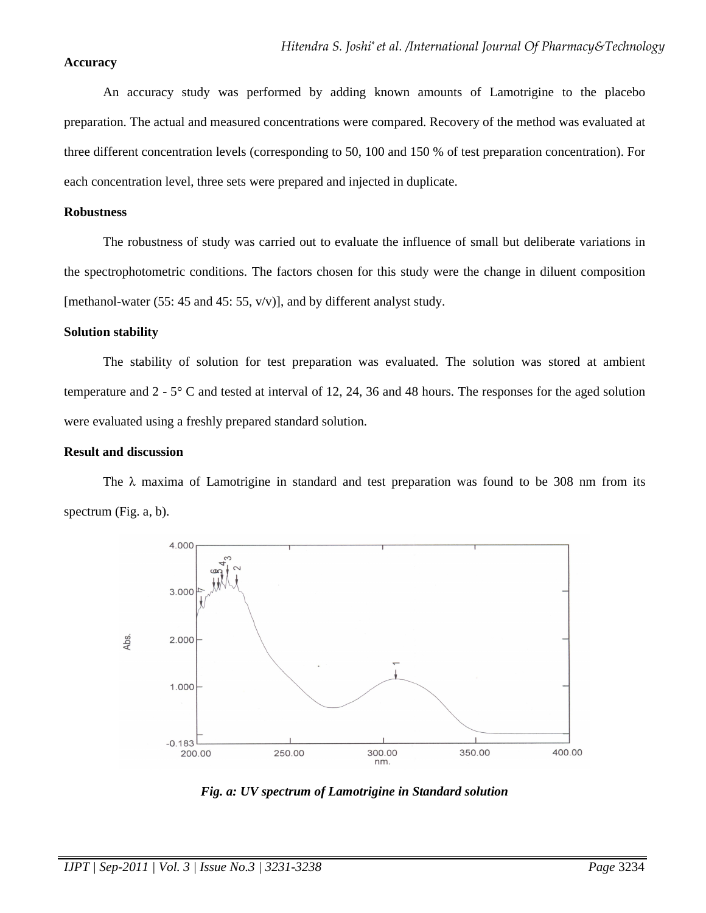**Accuracy**

An accuracy study was performed by adding known amounts of Lamotrigine to the placebo preparation. The actual and measured concentrations were compared. Recovery of the method was evaluated at three different concentration levels (corresponding to 50, 100 and 150 % of test preparation concentration). For each concentration level, three sets were prepared and injected in duplicate.

**Robustness**

The robustness of study was carried out to evaluate the influence of small but deliberate variations in the spectrophotometric conditions. The factors chosen for this study were the change in diluent composition [methanol-water (55: 45 and 45: 55, v/v)], and by different analyst study.

**Solution stability**

The stability of solution for test preparation was evaluated. The solution was stored at ambient temperature and 2 - 5° C and tested at interval of 12, 24, 36 and 48 hours. The responses for the aged solution were evaluated using a freshly prepared standard solution.

**Result and discussion**

The λ maxima of Lamotrigine in standard and test preparation was found to be 308 nm from its spectrum (Fig. a, b).

***Fig. a: UV spectrum of Lamotrigine in Standard solution***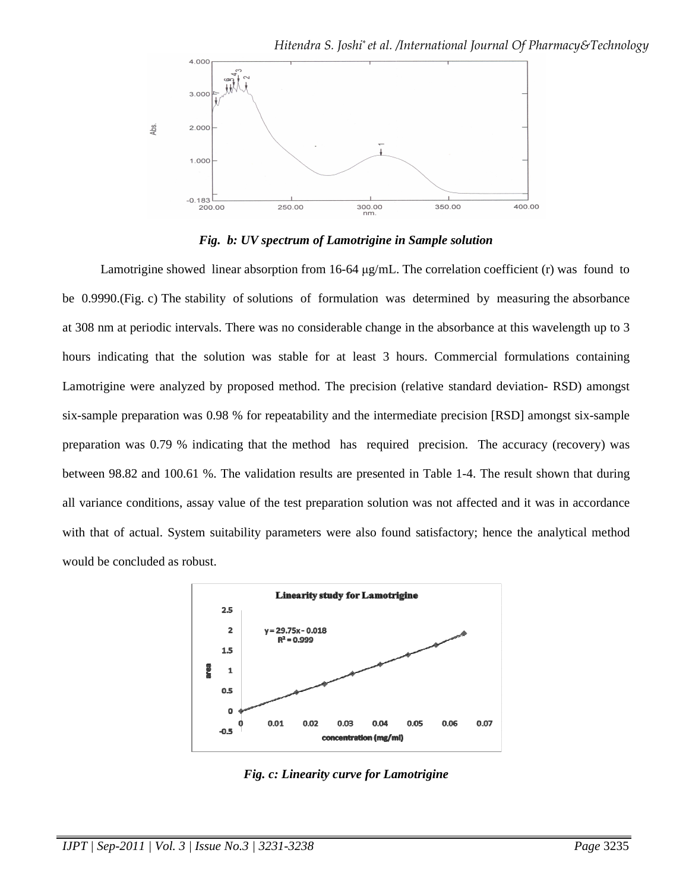*Fig. b: UV spectrum of Lamotrigine in Sample solution*

Lamotrigine showed linear absorption from 16-64 μg/mL. The correlation coefficient (r) was found to be 0.9990.(Fig. c) The stability of solutions of formulation was determined by measuring the absorbance at 308 nm at periodic intervals. There was no considerable change in the absorbance at this wavelength up to 3 hours indicating that the solution was stable for at least 3 hours. Commercial formulations containing Lamotrigine were analyzed by proposed method. The precision (relative standard deviation- RSD) amongst six-sample preparation was 0.98 % for repeatability and the intermediate precision [RSD] amongst six-sample preparation was 0.79 % indicating that the method has required precision. The accuracy (recovery) was between 98.82 and 100.61 %. The validation results are presented in Table 1-4. The result shown that during all variance conditions, assay value of the test preparation solution was not affected and it was in accordance with that of actual. System suitability parameters were also found satisfactory; hence the analytical method would be concluded as robust.

*Fig. c: Linearity curve for Lamotrigine*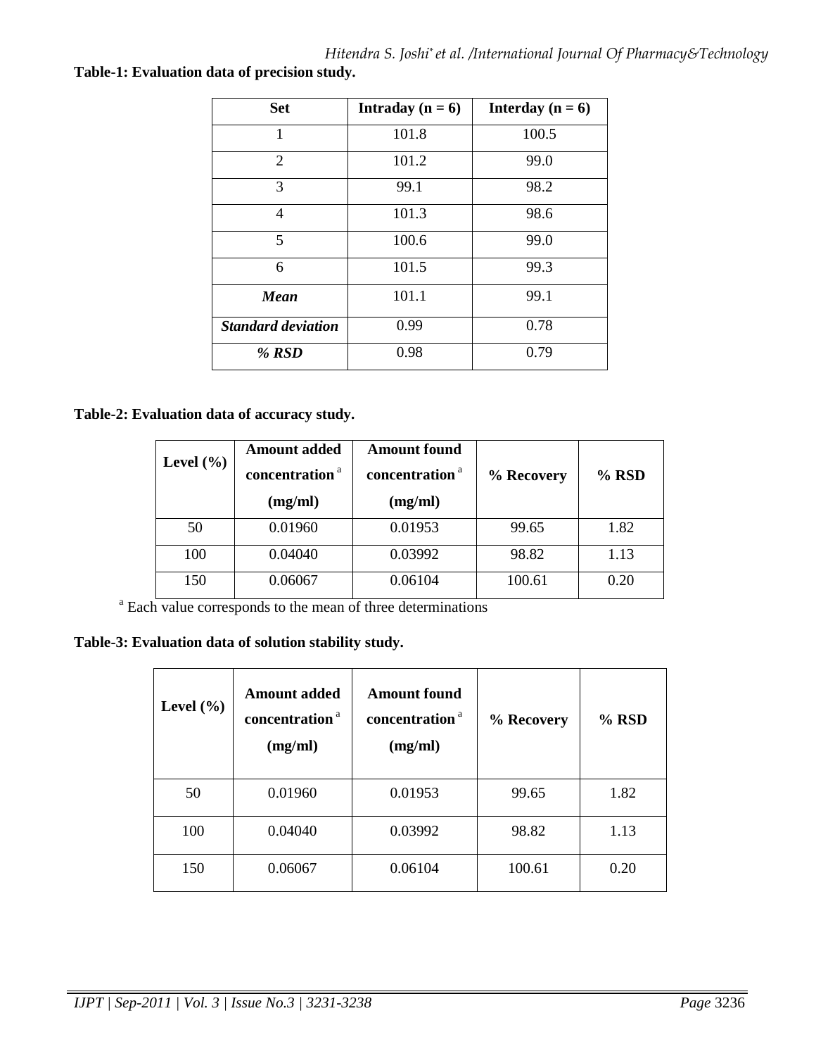**Table-1: Evaluation data of precision study.**

| Set | Intraday (n = 6) | Interday (n = 6) |
|---|---|---|
| 1 | 101.8 | 100.5 |
| 2 | 101.2 | 99.0 |
| 3 | 99.1 | 98.2 |
| 4 | 101.3 | 98.6 |
| 5 | 100.6 | 99.0 |
| 6 | 101.5 | 99.3 |
| ***Mean*** | 101.1 | 99.1 |
| ***Standard deviation*** | 0.99 | 0.78 |
| ***% RSD*** | 0.98 | 0.79 |

**Table-2: Evaluation data of accuracy study.**

| Level (%) | Amount added concentration [a] (mg/ml) | Amount found concentration [a] (mg/ml) | % Recovery | % RSD |
|---|---|---|---|---|
| 50 | 0.01960 | 0.01953 | 99.65 | 1.82 |
| 100 | 0.04040 | 0.03992 | 98.82 | 1.13 |
| 150 | 0.06067 | 0.06104 | 100.61 | 0.20 |

[a] Each value corresponds to the mean of three determinations

**Table-3: Evaluation data of solution stability study.**

| Level (%) | Amount added concentration [a] (mg/ml) | Amount found concentration [a] (mg/ml) | % Recovery | % RSD |
|---|---|---|---|---|
| 50 | 0.01960 | 0.01953 | 99.65 | 1.82 |
| 100 | 0.04040 | 0.03992 | 98.82 | 1.13 |
| 150 | 0.06067 | 0.06104 | 100.61 | 0.20 |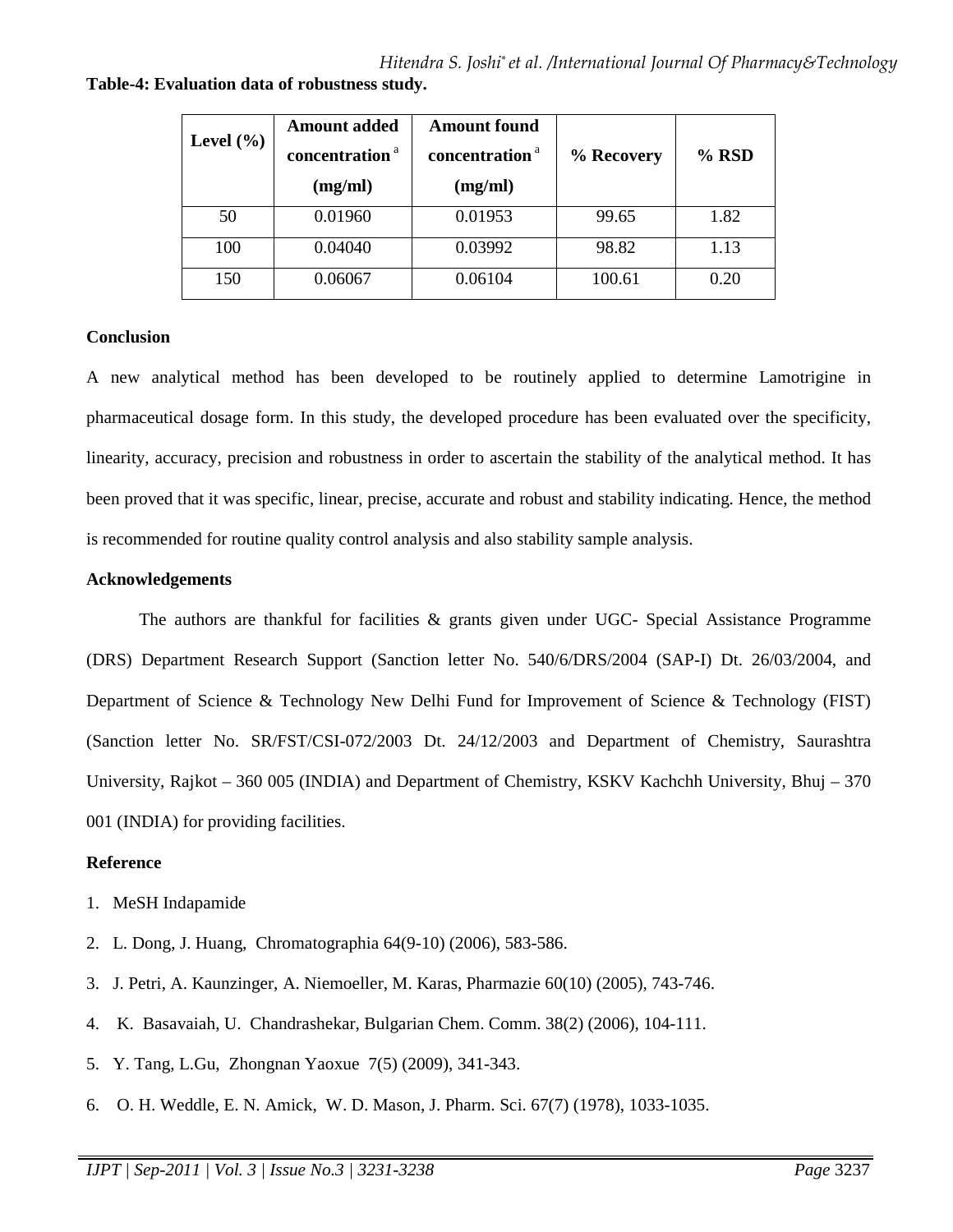**Table-4: Evaluation data of robustness study.**

| Level (%) | Amount added concentration [a] (mg/ml) | Amount found concentration [a] (mg/ml) | % Recovery | % RSD |
|---|---|---|---|---|
| 50 | 0.01960 | 0.01953 | 99.65 | 1.82 |
| 100 | 0.04040 | 0.03992 | 98.82 | 1.13 |
| 150 | 0.06067 | 0.06104 | 100.61 | 0.20 |

**Conclusion**

A new analytical method has been developed to be routinely applied to determine Lamotrigine in pharmaceutical dosage form. In this study, the developed procedure has been evaluated over the specificity, linearity, accuracy, precision and robustness in order to ascertain the stability of the analytical method. It has been proved that it was specific, linear, precise, accurate and robust and stability indicating. Hence, the method is recommended for routine quality control analysis and also stability sample analysis.

**Acknowledgements**

The authors are thankful for facilities & grants given under UGC- Special Assistance Programme (DRS) Department Research Support (Sanction letter No. 540/6/DRS/2004 (SAP-I) Dt. 26/03/2004, and Department of Science & Technology New Delhi Fund for Improvement of Science & Technology (FIST) (Sanction letter No. SR/FST/CSI-072/2003 Dt. 24/12/2003 and Department of Chemistry, Saurashtra University, Rajkot – 360 005 (INDIA) and Department of Chemistry, KSKV Kachchh University, Bhuj – 370 001 (INDIA) for providing facilities.

**Reference**

1. MeSH Indapamide
2. L. Dong, J. Huang, Chromatographia 64(9-10) (2006), 583-586.
3. J. Petri, A. Kaunzinger, A. Niemoeller, M. Karas, Pharmazie 60(10) (2005), 743-746.
4. K. Basavaiah, U. Chandrashekar, Bulgarian Chem. Comm. 38(2) (2006), 104-111.
5. Y. Tang, L.Gu, Zhongnan Yaoxue 7(5) (2009), 341-343.
6. O. H. Weddle, E. N. Amick, W. D. Mason, J. Pharm. Sci. 67(7) (1978), 1033-1035.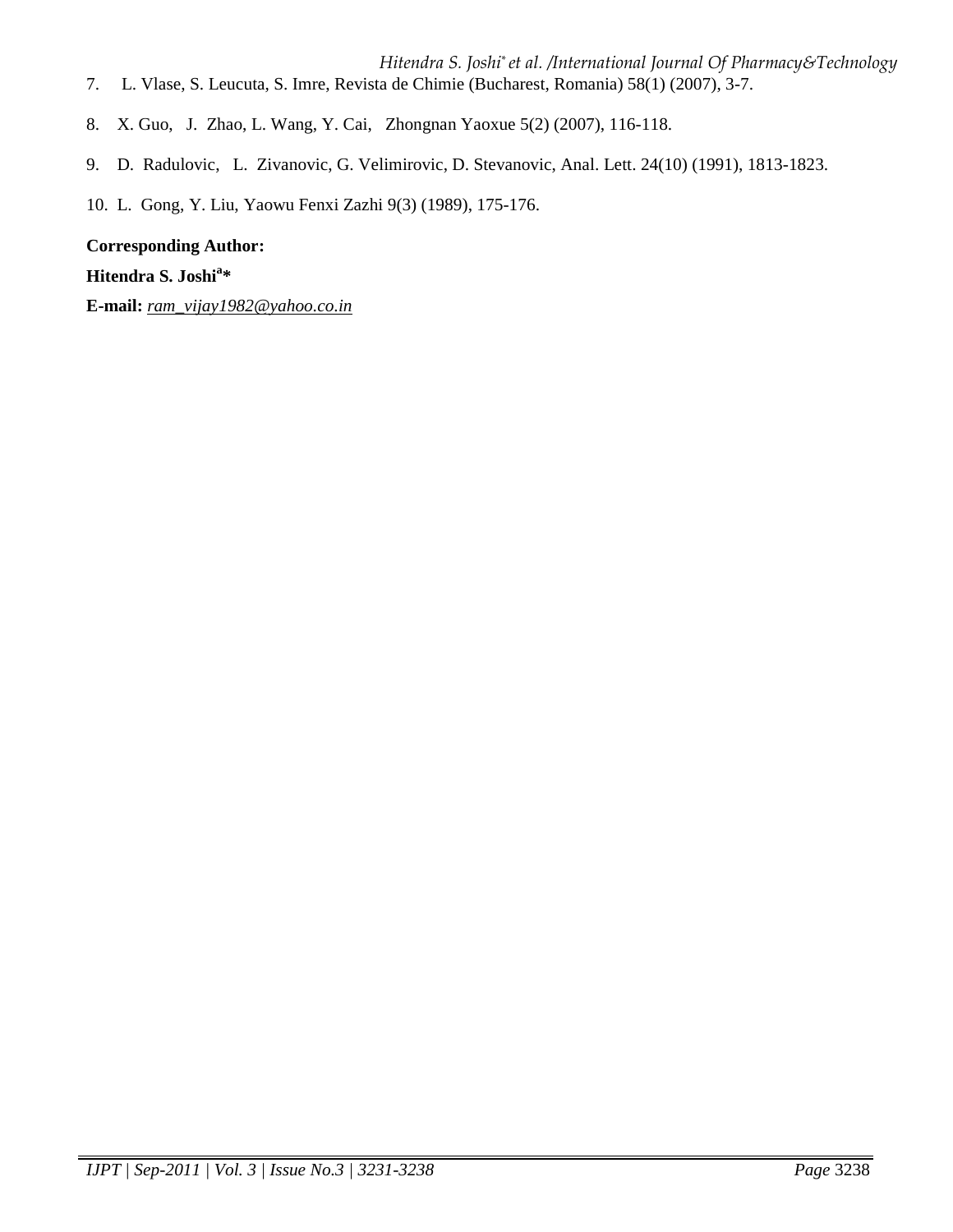7. L. Vlase, S. Leucuta, S. Imre, Revista de Chimie (Bucharest, Romania) 58(1) (2007), 3-7.

8. X. Guo, J. Zhao, L. Wang, Y. Cai, Zhongnan Yaoxue 5(2) (2007), 116-118.

9. D. Radulovic, L. Zivanovic, G. Velimirovic, D. Stevanovic, Anal. Lett. 24(10) (1991), 1813-1823.

10. L. Gong, Y. Liu, Yaowu Fenxi Zazhi 9(3) (1989), 175-176.

**Corresponding Author:**

**Hitendra S. Joshi[a]***

**E-mail:** *ram_vijay1982@yahoo.co.in*